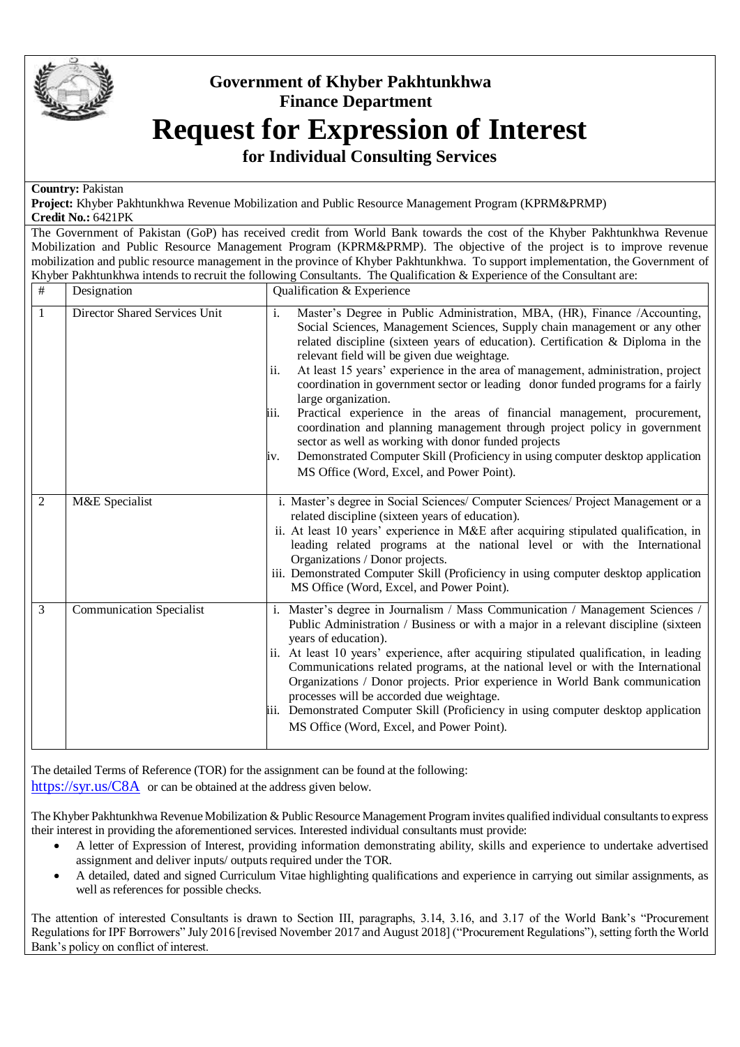# Government of Khyber Pakhtunkhwa
## Finance Department

# Request for Expression of Interest
## for Individual Consulting Services

**Country:** Pakistan
**Project:** Khyber Pakhtunkhwa Revenue Mobilization and Public Resource Management Program (KPRM&PRMP)
**Credit No.:** 6421PK

The Government of Pakistan (GoP) has received credit from World Bank towards the cost of the Khyber Pakhtunkhwa Revenue Mobilization and Public Resource Management Program (KPRM&PRMP). The objective of the project is to improve revenue mobilization and public resource management in the province of Khyber Pakhtunkhwa. To support implementation, the Government of Khyber Pakhtunkhwa intends to recruit the following Consultants. The Qualification & Experience of the Consultant are:

| # | Designation | Qualification & Experience |
|---|---|---|
| 1 | Director Shared Services Unit | i. Master's Degree in Public Administration, MBA, (HR), Finance /Accounting, Social Sciences, Management Sciences, Supply chain management or any other related discipline (sixteen years of education). Certification & Diploma in the relevant field will be given due weightage.<br>ii. At least 15 years' experience in the area of management, administration, project coordination in government sector or leading donor funded programs for a fairly large organization.<br>iii. Practical experience in the areas of financial management, procurement, coordination and planning management through project policy in government sector as well as working with donor funded projects<br>iv. Demonstrated Computer Skill (Proficiency in using computer desktop application MS Office (Word, Excel, and Power Point). |
| 2 | M&E Specialist | i. Master's degree in Social Sciences/ Computer Sciences/ Project Management or a related discipline (sixteen years of education).<br>ii. At least 10 years' experience in M&E after acquiring stipulated qualification, in leading related programs at the national level or with the International Organizations / Donor projects.<br>iii. Demonstrated Computer Skill (Proficiency in using computer desktop application MS Office (Word, Excel, and Power Point). |
| 3 | Communication Specialist | i. Master's degree in Journalism / Mass Communication / Management Sciences / Public Administration / Business or with a major in a relevant discipline (sixteen years of education).<br>ii. At least 10 years' experience, after acquiring stipulated qualification, in leading Communications related programs, at the national level or with the International Organizations / Donor projects. Prior experience in World Bank communication processes will be accorded due weightage.<br>iii. Demonstrated Computer Skill (Proficiency in using computer desktop application MS Office (Word, Excel, and Power Point). |

The detailed Terms of Reference (TOR) for the assignment can be found at the following:
https://syr.us/C8A or can be obtained at the address given below.

The Khyber Pakhtunkhwa Revenue Mobilization & Public Resource Management Program invites qualified individual consultants to express their interest in providing the aforementioned services. Interested individual consultants must provide:

- A letter of Expression of Interest, providing information demonstrating ability, skills and experience to undertake advertised assignment and deliver inputs/ outputs required under the TOR.
- A detailed, dated and signed Curriculum Vitae highlighting qualifications and experience in carrying out similar assignments, as well as references for possible checks.

The attention of interested Consultants is drawn to Section III, paragraphs, 3.14, 3.16, and 3.17 of the World Bank's "Procurement Regulations for IPF Borrowers" July 2016 [revised November 2017 and August 2018] ("Procurement Regulations"), setting forth the World Bank's policy on conflict of interest.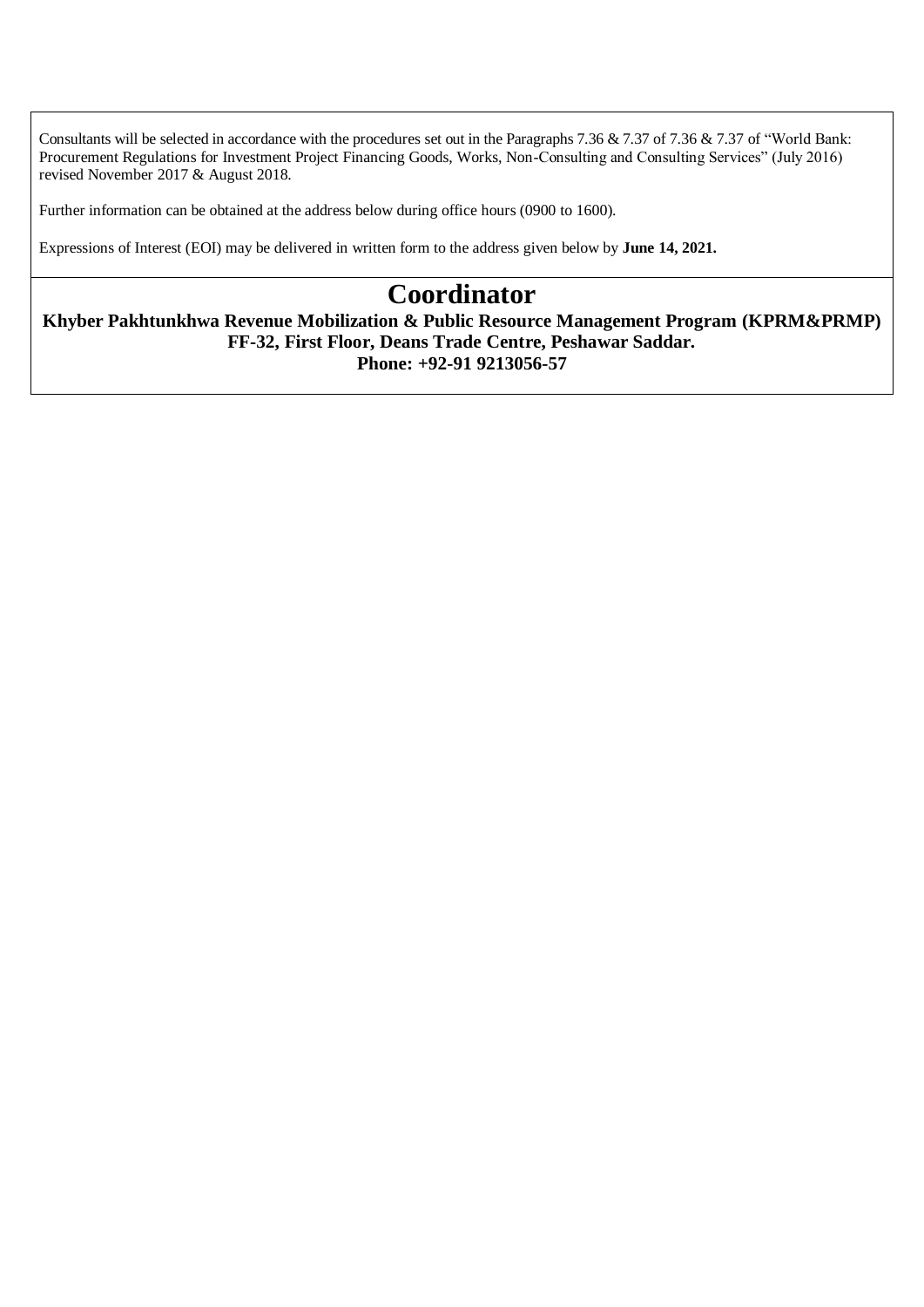Consultants will be selected in accordance with the procedures set out in the Paragraphs 7.36 & 7.37 of 7.36 & 7.37 of "World Bank: Procurement Regulations for Investment Project Financing Goods, Works, Non-Consulting and Consulting Services" (July 2016) revised November 2017 & August 2018.

Further information can be obtained at the address below during office hours (0900 to 1600).

Expressions of Interest (EOI) may be delivered in written form to the address given below by **June 14, 2021.**

# Coordinator

**Khyber Pakhtunkhwa Revenue Mobilization & Public Resource Management Program (KPRM&PRMP)**
**FF-32, First Floor, Deans Trade Centre, Peshawar Saddar.**
**Phone: +92-91 9213056-57**